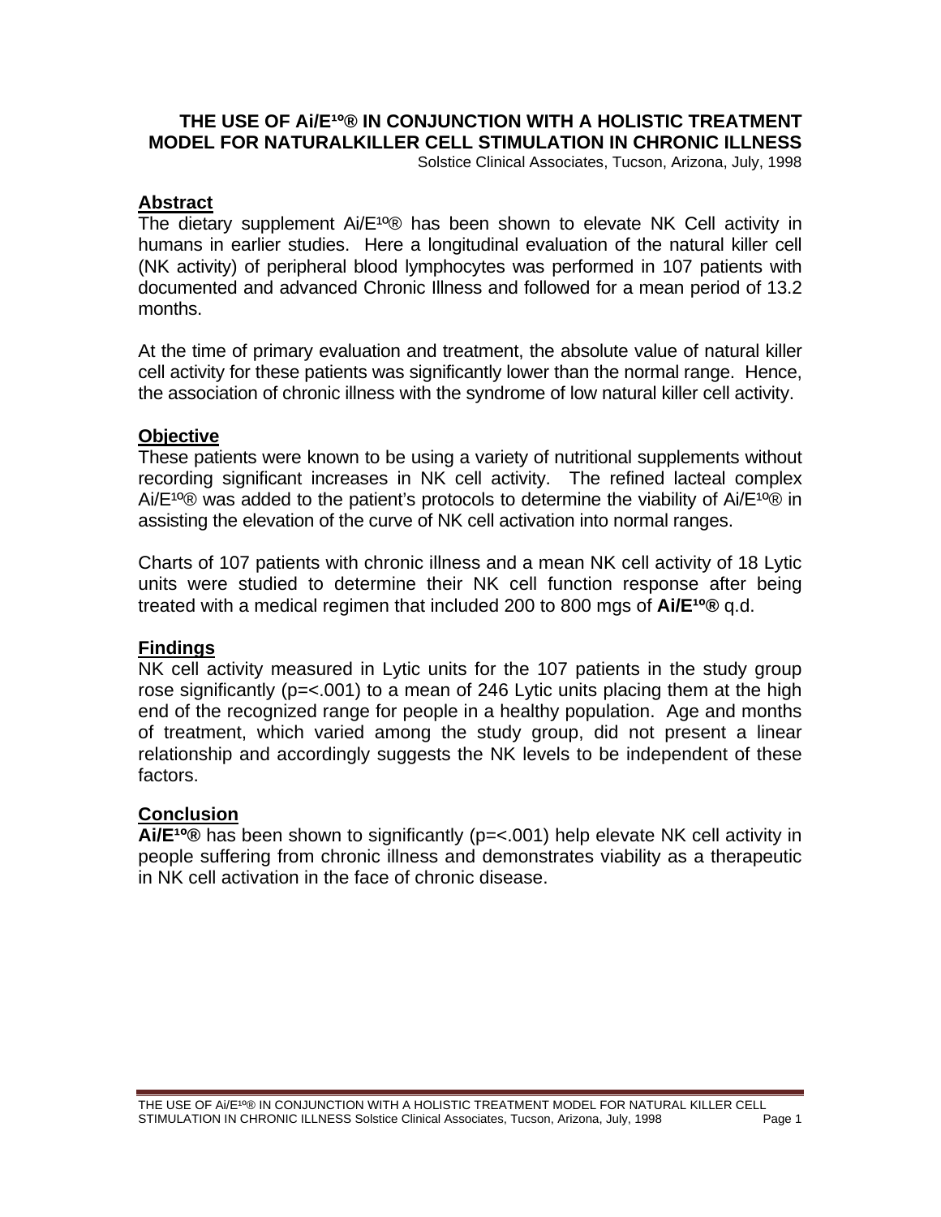# THE USE OF Ai/E¹º® IN CONJUNCTION WITH A HOLISTIC TREATMENT MODEL FOR NATURALKILLER CELL STIMULATION IN CHRONIC ILLNESS

Solstice Clinical Associates, Tucson, Arizona, July, 1998

## Abstract

The dietary supplement Ai/E¹º® has been shown to elevate NK Cell activity in humans in earlier studies. Here a longitudinal evaluation of the natural killer cell (NK activity) of peripheral blood lymphocytes was performed in 107 patients with documented and advanced Chronic Illness and followed for a mean period of 13.2 months.

At the time of primary evaluation and treatment, the absolute value of natural killer cell activity for these patients was significantly lower than the normal range. Hence, the association of chronic illness with the syndrome of low natural killer cell activity.

## Objective

These patients were known to be using a variety of nutritional supplements without recording significant increases in NK cell activity. The refined lacteal complex Ai/E¹º® was added to the patient's protocols to determine the viability of Ai/E¹º® in assisting the elevation of the curve of NK cell activation into normal ranges.

Charts of 107 patients with chronic illness and a mean NK cell activity of 18 Lytic units were studied to determine their NK cell function response after being treated with a medical regimen that included 200 to 800 mgs of **Ai/E¹º®** q.d.

## Findings

NK cell activity measured in Lytic units for the 107 patients in the study group rose significantly (p=<.001) to a mean of 246 Lytic units placing them at the high end of the recognized range for people in a healthy population. Age and months of treatment, which varied among the study group, did not present a linear relationship and accordingly suggests the NK levels to be independent of these factors.

## Conclusion

**Ai/E¹º®** has been shown to significantly (p=<.001) help elevate NK cell activity in people suffering from chronic illness and demonstrates viability as a therapeutic in NK cell activation in the face of chronic disease.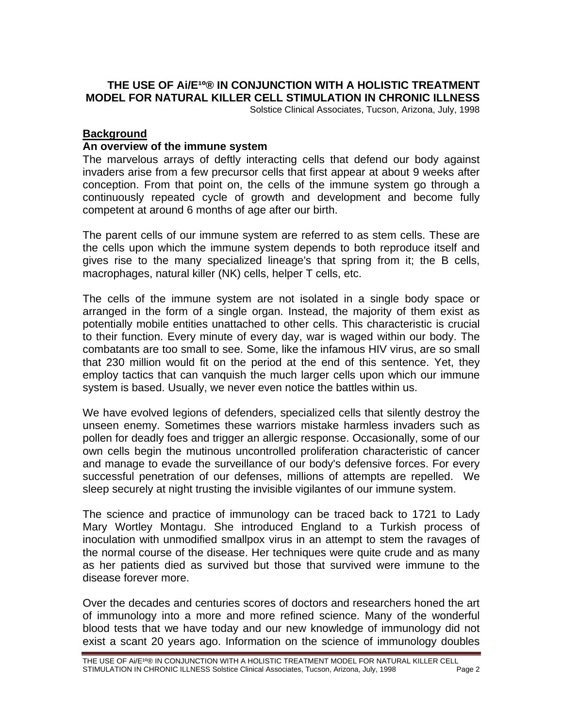## THE USE OF Ai/E¹º® IN CONJUNCTION WITH A HOLISTIC TREATMENT MODEL FOR NATURAL KILLER CELL STIMULATION IN CHRONIC ILLNESS

Solstice Clinical Associates, Tucson, Arizona, July, 1998

### Background

**An overview of the immune system**

The marvelous arrays of deftly interacting cells that defend our body against invaders arise from a few precursor cells that first appear at about 9 weeks after conception. From that point on, the cells of the immune system go through a continuously repeated cycle of growth and development and become fully competent at around 6 months of age after our birth.

The parent cells of our immune system are referred to as stem cells. These are the cells upon which the immune system depends to both reproduce itself and gives rise to the many specialized lineage's that spring from it; the B cells, macrophages, natural killer (NK) cells, helper T cells, etc.

The cells of the immune system are not isolated in a single body space or arranged in the form of a single organ. Instead, the majority of them exist as potentially mobile entities unattached to other cells. This characteristic is crucial to their function. Every minute of every day, war is waged within our body. The combatants are too small to see. Some, like the infamous HIV virus, are so small that 230 million would fit on the period at the end of this sentence. Yet, they employ tactics that can vanquish the much larger cells upon which our immune system is based. Usually, we never even notice the battles within us.

We have evolved legions of defenders, specialized cells that silently destroy the unseen enemy. Sometimes these warriors mistake harmless invaders such as pollen for deadly foes and trigger an allergic response. Occasionally, some of our own cells begin the mutinous uncontrolled proliferation characteristic of cancer and manage to evade the surveillance of our body's defensive forces. For every successful penetration of our defenses, millions of attempts are repelled. We sleep securely at night trusting the invisible vigilantes of our immune system.

The science and practice of immunology can be traced back to 1721 to Lady Mary Wortley Montagu. She introduced England to a Turkish process of inoculation with unmodified smallpox virus in an attempt to stem the ravages of the normal course of the disease. Her techniques were quite crude and as many as her patients died as survived but those that survived were immune to the disease forever more.

Over the decades and centuries scores of doctors and researchers honed the art of immunology into a more and more refined science. Many of the wonderful blood tests that we have today and our new knowledge of immunology did not exist a scant 20 years ago. Information on the science of immunology doubles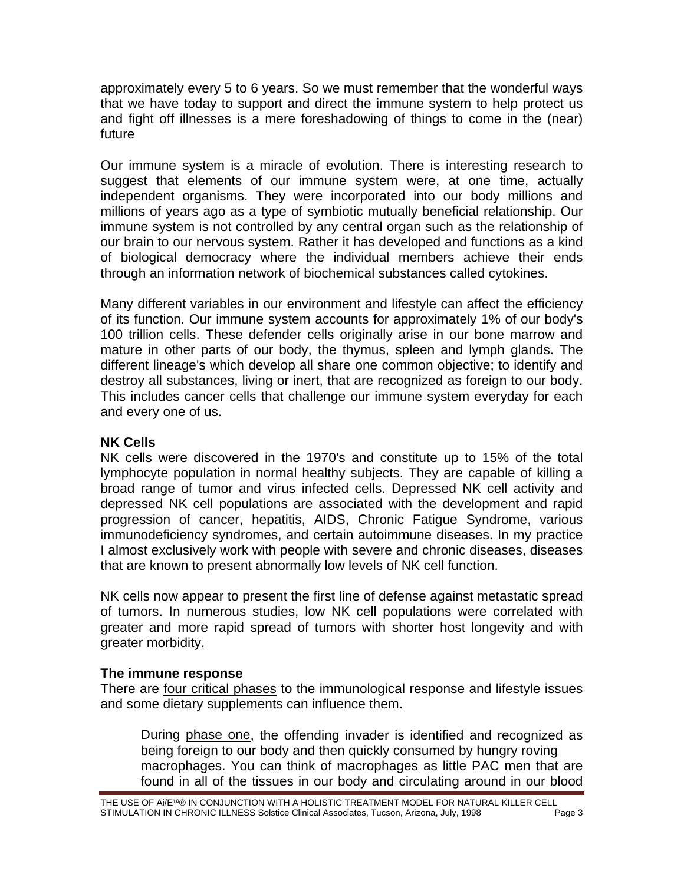approximately every 5 to 6 years. So we must remember that the wonderful ways that we have today to support and direct the immune system to help protect us and fight off illnesses is a mere foreshadowing of things to come in the (near) future

Our immune system is a miracle of evolution. There is interesting research to suggest that elements of our immune system were, at one time, actually independent organisms. They were incorporated into our body millions and millions of years ago as a type of symbiotic mutually beneficial relationship. Our immune system is not controlled by any central organ such as the relationship of our brain to our nervous system. Rather it has developed and functions as a kind of biological democracy where the individual members achieve their ends through an information network of biochemical substances called cytokines.

Many different variables in our environment and lifestyle can affect the efficiency of its function. Our immune system accounts for approximately 1% of our body's 100 trillion cells. These defender cells originally arise in our bone marrow and mature in other parts of our body, the thymus, spleen and lymph glands. The different lineage's which develop all share one common objective; to identify and destroy all substances, living or inert, that are recognized as foreign to our body. This includes cancer cells that challenge our immune system everyday for each and every one of us.

**NK Cells**

NK cells were discovered in the 1970's and constitute up to 15% of the total lymphocyte population in normal healthy subjects. They are capable of killing a broad range of tumor and virus infected cells. Depressed NK cell activity and depressed NK cell populations are associated with the development and rapid progression of cancer, hepatitis, AIDS, Chronic Fatigue Syndrome, various immunodeficiency syndromes, and certain autoimmune diseases. In my practice I almost exclusively work with people with severe and chronic diseases, diseases that are known to present abnormally low levels of NK cell function.

NK cells now appear to present the first line of defense against metastatic spread of tumors. In numerous studies, low NK cell populations were correlated with greater and more rapid spread of tumors with shorter host longevity and with greater morbidity.

**The immune response**

There are four critical phases to the immunological response and lifestyle issues and some dietary supplements can influence them.

> During phase one, the offending invader is identified and recognized as being foreign to our body and then quickly consumed by hungry roving macrophages. You can think of macrophages as little PAC men that are found in all of the tissues in our body and circulating around in our blood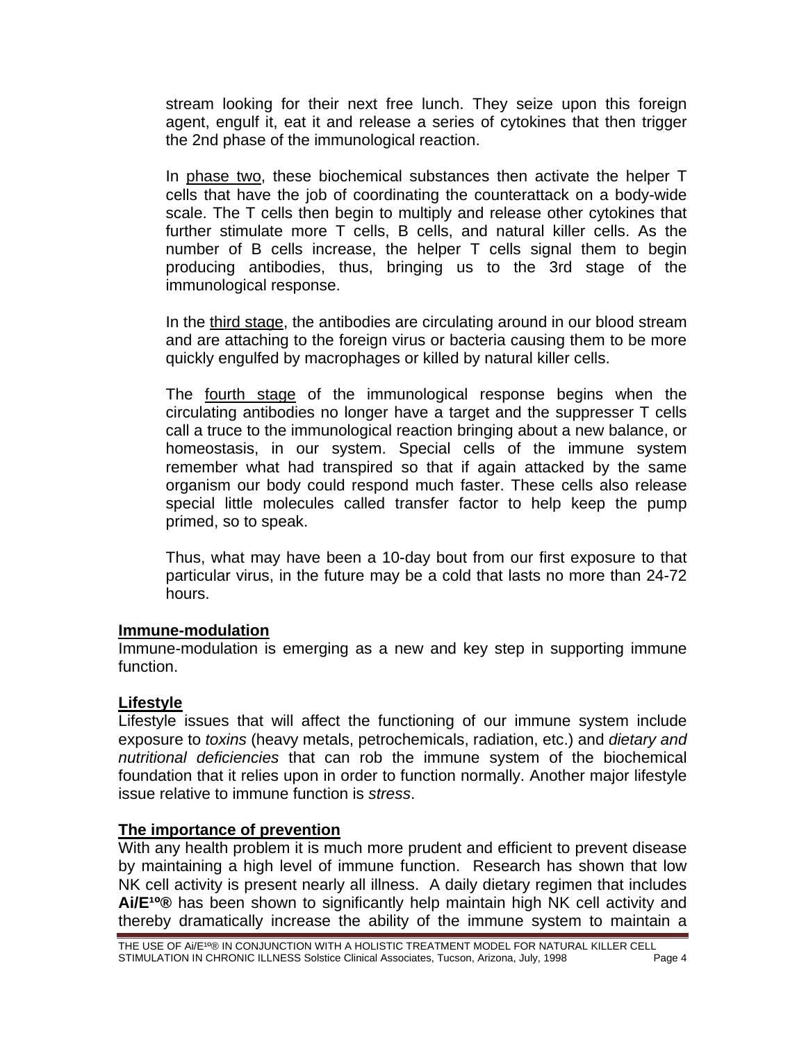stream looking for their next free lunch. They seize upon this foreign agent, engulf it, eat it and release a series of cytokines that then trigger the 2nd phase of the immunological reaction.

In phase two, these biochemical substances then activate the helper T cells that have the job of coordinating the counterattack on a body-wide scale. The T cells then begin to multiply and release other cytokines that further stimulate more T cells, B cells, and natural killer cells. As the number of B cells increase, the helper T cells signal them to begin producing antibodies, thus, bringing us to the 3rd stage of the immunological response.

In the third stage, the antibodies are circulating around in our blood stream and are attaching to the foreign virus or bacteria causing them to be more quickly engulfed by macrophages or killed by natural killer cells.

The fourth stage of the immunological response begins when the circulating antibodies no longer have a target and the suppresser T cells call a truce to the immunological reaction bringing about a new balance, or homeostasis, in our system. Special cells of the immune system remember what had transpired so that if again attacked by the same organism our body could respond much faster. These cells also release special little molecules called transfer factor to help keep the pump primed, so to speak.

Thus, what may have been a 10-day bout from our first exposure to that particular virus, in the future may be a cold that lasts no more than 24-72 hours.

**Immune-modulation**

Immune-modulation is emerging as a new and key step in supporting immune function.

**Lifestyle**

Lifestyle issues that will affect the functioning of our immune system include exposure to *toxins* (heavy metals, petrochemicals, radiation, etc.) and *dietary and nutritional deficiencies* that can rob the immune system of the biochemical foundation that it relies upon in order to function normally. Another major lifestyle issue relative to immune function is *stress*.

**The importance of prevention**

With any health problem it is much more prudent and efficient to prevent disease by maintaining a high level of immune function. Research has shown that low NK cell activity is present nearly all illness. A daily dietary regimen that includes **Ai/E¹⁰®** has been shown to significantly help maintain high NK cell activity and thereby dramatically increase the ability of the immune system to maintain a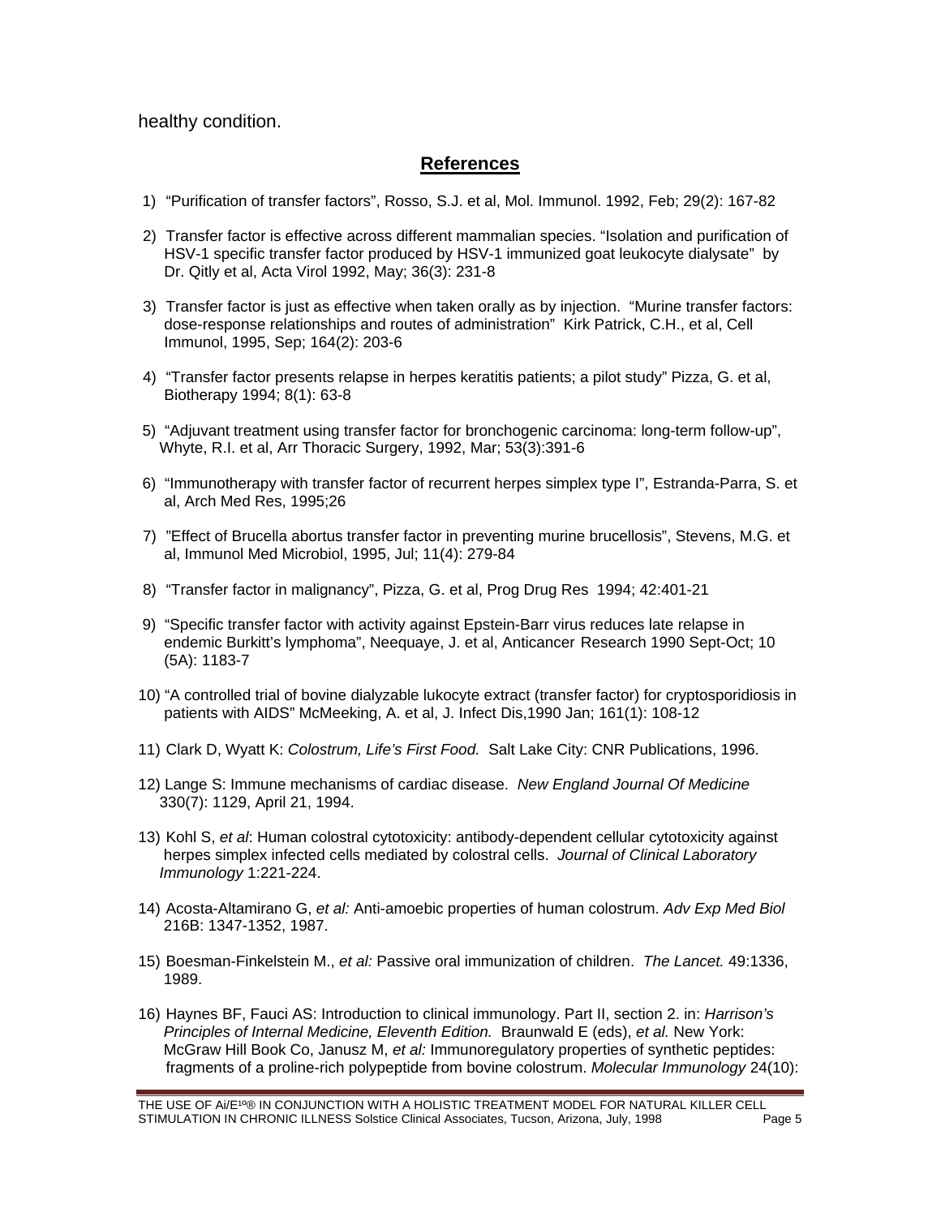healthy condition.

## References

1) "Purification of transfer factors", Rosso, S.J. et al, Mol. Immunol. 1992, Feb; 29(2): 167-82

2) Transfer factor is effective across different mammalian species. "Isolation and purification of HSV-1 specific transfer factor produced by HSV-1 immunized goat leukocyte dialysate" by Dr. Qitly et al, Acta Virol 1992, May; 36(3): 231-8

3) Transfer factor is just as effective when taken orally as by injection. "Murine transfer factors: dose-response relationships and routes of administration" Kirk Patrick, C.H., et al, Cell Immunol, 1995, Sep; 164(2): 203-6

4) "Transfer factor presents relapse in herpes keratitis patients; a pilot study" Pizza, G. et al, Biotherapy 1994; 8(1): 63-8

5) "Adjuvant treatment using transfer factor for bronchogenic carcinoma: long-term follow-up", Whyte, R.I. et al, Arr Thoracic Surgery, 1992, Mar; 53(3):391-6

6) "Immunotherapy with transfer factor of recurrent herpes simplex type I", Estranda-Parra, S. et al, Arch Med Res, 1995;26

7) "Effect of Brucella abortus transfer factor in preventing murine brucellosis", Stevens, M.G. et al, Immunol Med Microbiol, 1995, Jul; 11(4): 279-84

8) "Transfer factor in malignancy", Pizza, G. et al, Prog Drug Res 1994; 42:401-21

9) "Specific transfer factor with activity against Epstein-Barr virus reduces late relapse in endemic Burkitt's lymphoma", Neequaye, J. et al, Anticancer Research 1990 Sept-Oct; 10 (5A): 1183-7

10) "A controlled trial of bovine dialyzable lukocyte extract (transfer factor) for cryptosporidiosis in patients with AIDS" McMeeking, A. et al, J. Infect Dis,1990 Jan; 161(1): 108-12

11) Clark D, Wyatt K: *Colostrum, Life's First Food.* Salt Lake City: CNR Publications, 1996.

12) Lange S: Immune mechanisms of cardiac disease. *New England Journal Of Medicine* 330(7): 1129, April 21, 1994.

13) Kohl S, *et al*: Human colostral cytotoxicity: antibody-dependent cellular cytotoxicity against herpes simplex infected cells mediated by colostral cells. *Journal of Clinical Laboratory Immunology* 1:221-224.

14) Acosta-Altamirano G, *et al:* Anti-amoebic properties of human colostrum. *Adv Exp Med Biol* 216B: 1347-1352, 1987.

15) Boesman-Finkelstein M., *et al:* Passive oral immunization of children. *The Lancet.* 49:1336, 1989.

16) Haynes BF, Fauci AS: Introduction to clinical immunology. Part II, section 2. in: *Harrison's Principles of Internal Medicine, Eleventh Edition.* Braunwald E (eds), *et al.* New York: McGraw Hill Book Co, Janusz M, *et al:* Immunoregulatory properties of synthetic peptides: fragments of a proline-rich polypeptide from bovine colostrum. *Molecular Immunology* 24(10):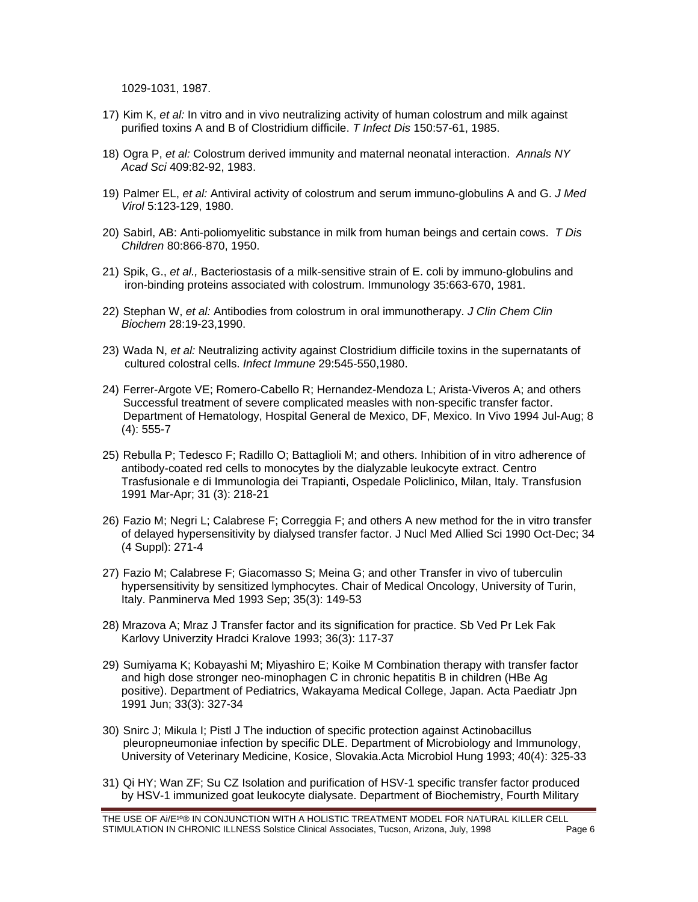1029-1031, 1987.

17) Kim K, *et al:* In vitro and in vivo neutralizing activity of human colostrum and milk against purified toxins A and B of Clostridium difficile. *T Infect Dis* 150:57-61, 1985.

18) Ogra P, *et al:* Colostrum derived immunity and maternal neonatal interaction. *Annals NY Acad Sci* 409:82-92, 1983.

19) Palmer EL, *et al:* Antiviral activity of colostrum and serum immuno-globulins A and G. *J Med Virol* 5:123-129, 1980.

20) Sabirl, AB: Anti-poliomyelitic substance in milk from human beings and certain cows. *T Dis Children* 80:866-870, 1950.

21) Spik, G., *et al.,* Bacteriostasis of a milk-sensitive strain of E. coli by immuno-globulins and iron-binding proteins associated with colostrum. Immunology 35:663-670, 1981.

22) Stephan W, *et al:* Antibodies from colostrum in oral immunotherapy. *J Clin Chem Clin Biochem* 28:19-23,1990.

23) Wada N, *et al:* Neutralizing activity against Clostridium difficile toxins in the supernatants of cultured colostral cells. *Infect Immune* 29:545-550,1980.

24) Ferrer-Argote VE; Romero-Cabello R; Hernandez-Mendoza L; Arista-Viveros A; and others Successful treatment of severe complicated measles with non-specific transfer factor. Department of Hematology, Hospital General de Mexico, DF, Mexico. In Vivo 1994 Jul-Aug; 8 (4): 555-7

25) Rebulla P; Tedesco F; Radillo O; Battaglioli M; and others. Inhibition of in vitro adherence of antibody-coated red cells to monocytes by the dialyzable leukocyte extract. Centro Trasfusionale e di Immunologia dei Trapianti, Ospedale Policlinico, Milan, Italy. Transfusion 1991 Mar-Apr; 31 (3): 218-21

26) Fazio M; Negri L; Calabrese F; Correggia F; and others A new method for the in vitro transfer of delayed hypersensitivity by dialysed transfer factor. J Nucl Med Allied Sci 1990 Oct-Dec; 34 (4 Suppl): 271-4

27) Fazio M; Calabrese F; Giacomasso S; Meina G; and other Transfer in vivo of tuberculin hypersensitivity by sensitized lymphocytes. Chair of Medical Oncology, University of Turin, Italy. Panminerva Med 1993 Sep; 35(3): 149-53

28) Mrazova A; Mraz J Transfer factor and its signification for practice. Sb Ved Pr Lek Fak Karlovy Univerzity Hradci Kralove 1993; 36(3): 117-37

29) Sumiyama K; Kobayashi M; Miyashiro E; Koike M Combination therapy with transfer factor and high dose stronger neo-minophagen C in chronic hepatitis B in children (HBe Ag positive). Department of Pediatrics, Wakayama Medical College, Japan. Acta Paediatr Jpn 1991 Jun; 33(3): 327-34

30) Snirc J; Mikula I; Pistl J The induction of specific protection against Actinobacillus pleuropneumoniae infection by specific DLE. Department of Microbiology and Immunology, University of Veterinary Medicine, Kosice, Slovakia.Acta Microbiol Hung 1993; 40(4): 325-33

31) Qi HY; Wan ZF; Su CZ Isolation and purification of HSV-1 specific transfer factor produced by HSV-1 immunized goat leukocyte dialysate. Department of Biochemistry, Fourth Military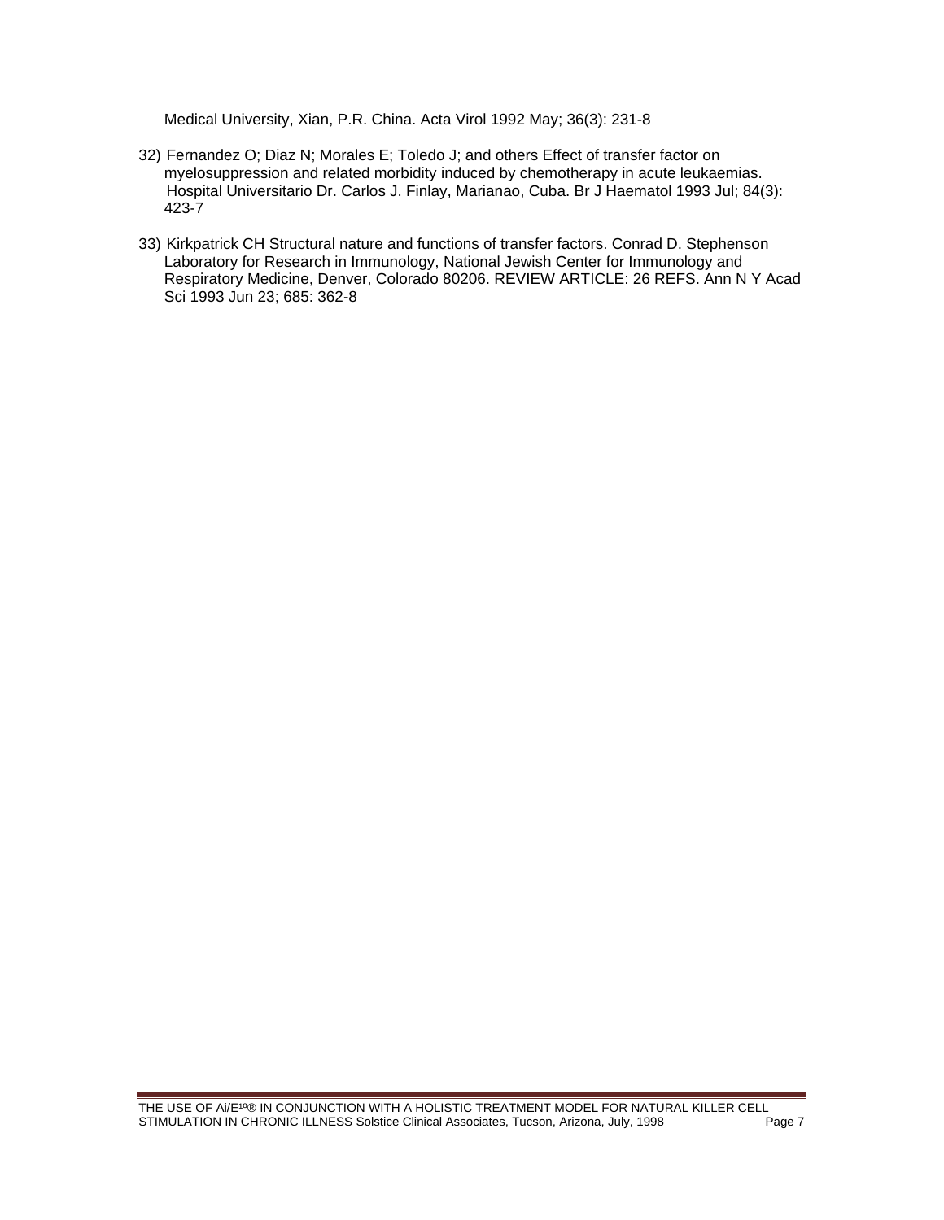Medical University, Xian, P.R. China. Acta Virol 1992 May; 36(3): 231-8

32) Fernandez O; Diaz N; Morales E; Toledo J; and others Effect of transfer factor on myelosuppression and related morbidity induced by chemotherapy in acute leukaemias. Hospital Universitario Dr. Carlos J. Finlay, Marianao, Cuba. Br J Haematol 1993 Jul; 84(3): 423-7

33) Kirkpatrick CH Structural nature and functions of transfer factors. Conrad D. Stephenson Laboratory for Research in Immunology, National Jewish Center for Immunology and Respiratory Medicine, Denver, Colorado 80206. REVIEW ARTICLE: 26 REFS. Ann N Y Acad Sci 1993 Jun 23; 685: 362-8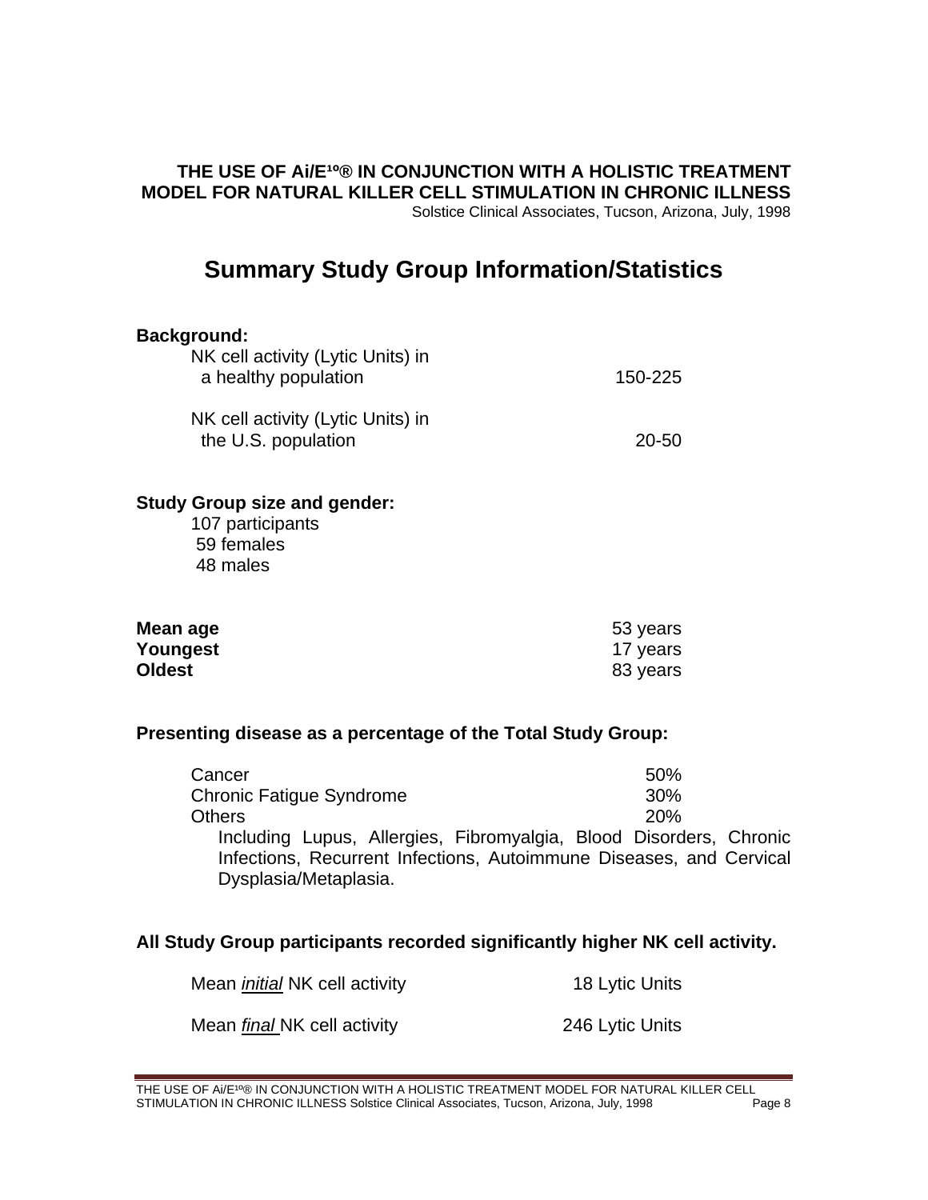**THE USE OF Ai/E¹ºᵒ® IN CONJUNCTION WITH A HOLISTIC TREATMENT MODEL FOR NATURAL KILLER CELL STIMULATION IN CHRONIC ILLNESS**

Solstice Clinical Associates, Tucson, Arizona, July, 1998

# Summary Study Group Information/Statistics

**Background:**

| | |
|---|---|
| NK cell activity (Lytic Units) in a healthy population | 150-225 |
| NK cell activity (Lytic Units) in the U.S. population | 20-50 |

**Study Group size and gender:**

107 participants
59 females
48 males

| | |
|---|---|
| **Mean age** | 53 years |
| **Youngest** | 17 years |
| **Oldest** | 83 years |

**Presenting disease as a percentage of the Total Study Group:**

| | |
|---|---|
| Cancer | 50% |
| Chronic Fatigue Syndrome | 30% |
| Others | 20% |

Including Lupus, Allergies, Fibromyalgia, Blood Disorders, Chronic Infections, Recurrent Infections, Autoimmune Diseases, and Cervical Dysplasia/Metaplasia.

**All Study Group participants recorded significantly higher NK cell activity.**

| | |
|---|---|
| Mean *initial* NK cell activity | 18 Lytic Units |
| Mean *final* NK cell activity | 246 Lytic Units |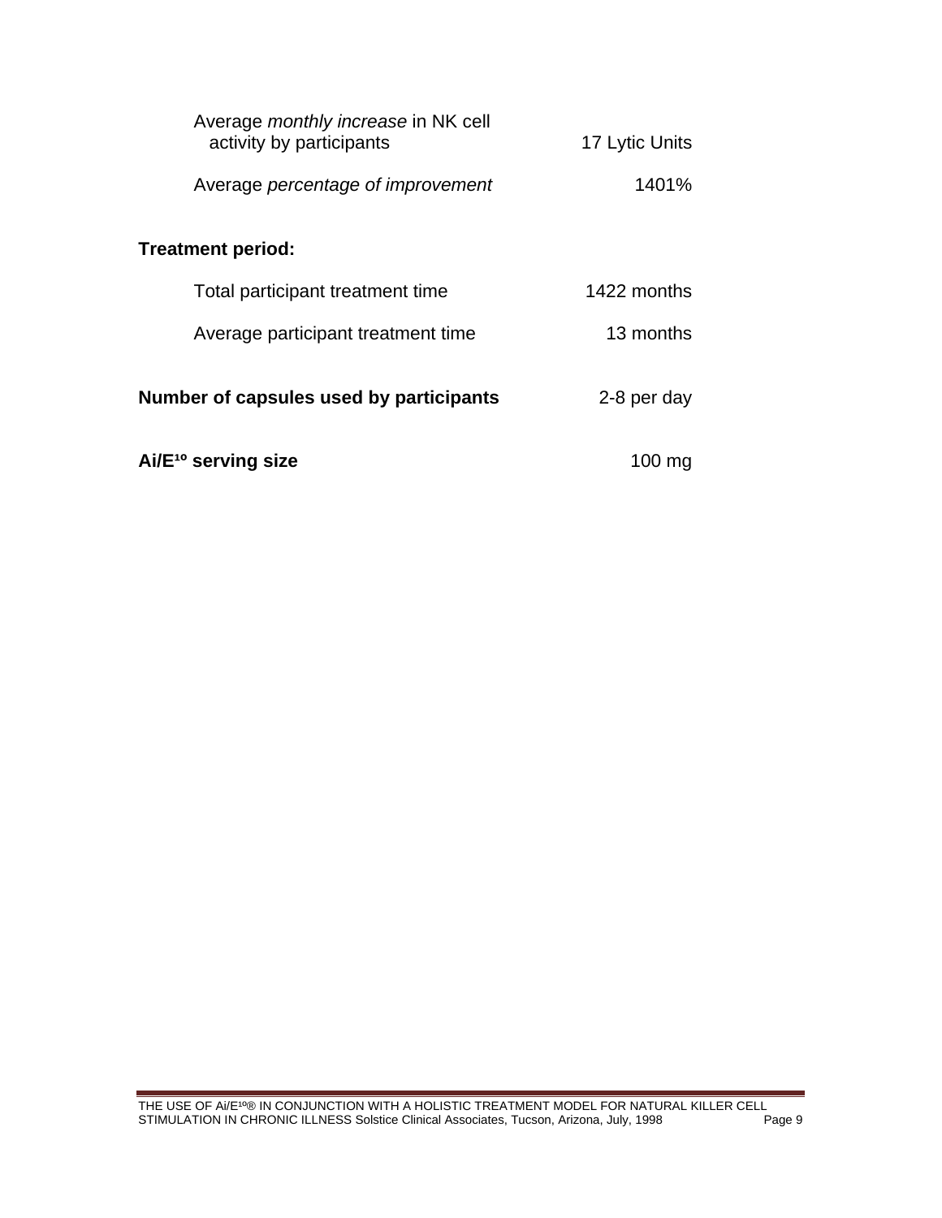| | |
|---|---|
| Average *monthly increase* in NK cell activity by participants | 17 Lytic Units |
| Average *percentage of improvement* | 1401% |

**Treatment period:**

| | |
|---|---|
| Total participant treatment time | 1422 months |
| Average participant treatment time | 13 months |

**Number of capsules used by participants** 2-8 per day

**Ai/E¹º serving size** 100 mg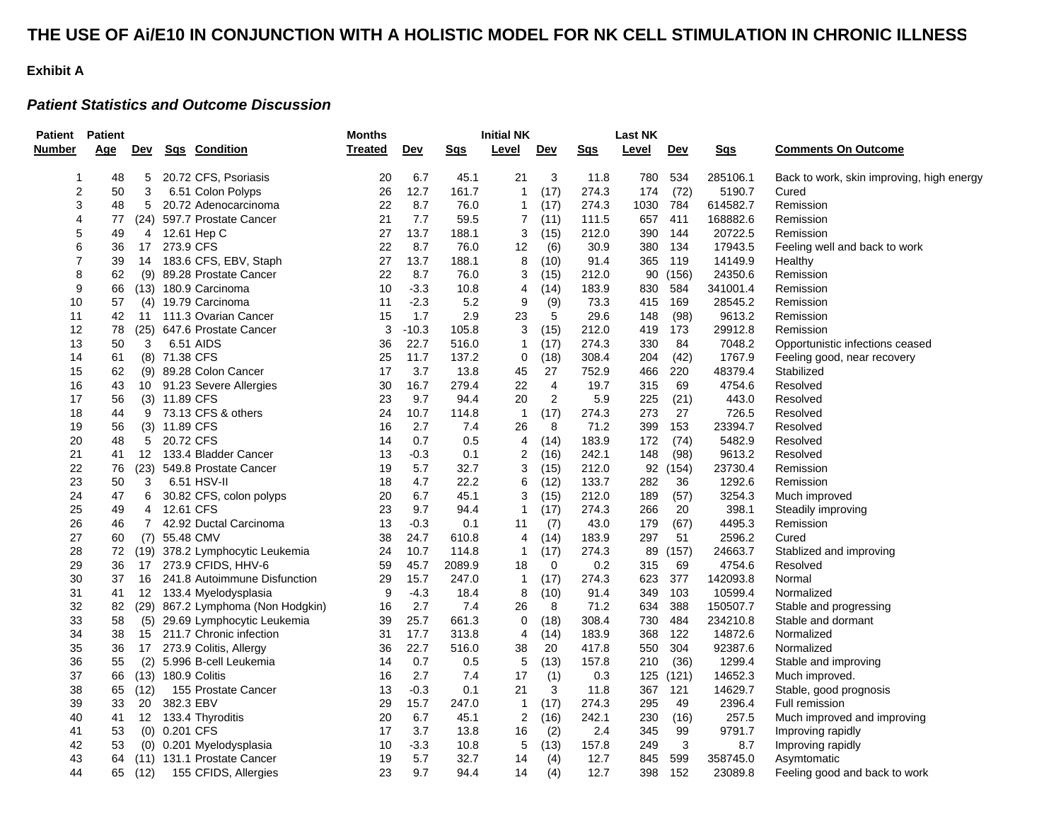# THE USE OF Ai/E10 IN CONJUNCTION WITH A HOLISTIC MODEL FOR NK CELL STIMULATION IN CHRONIC ILLNESS

**Exhibit A**

***Patient Statistics and Outcome Discussion***

| Patient Number | Patient Age | Dev | Sqs | Condition | Months Treated | Dev | Sqs | Initial NK Level | Dev | Sqs | Last NK Level | Dev | Sqs | Comments On Outcome |
|---|---|---|---|---|---|---|---|---|---|---|---|---|---|---|
| 1 | 48 | 5 | 20.72 | CFS, Psoriasis | 20 | 6.7 | 45.1 | 21 | 3 | 11.8 | 780 | 534 | 285106.1 | Back to work, skin improving, high energy |
| 2 | 50 | 3 | 6.51 | Colon Polyps | 26 | 12.7 | 161.7 | 1 | (17) | 274.3 | 174 | (72) | 5190.7 | Cured |
| 3 | 48 | 5 | 20.72 | Adenocarcinoma | 22 | 8.7 | 76.0 | 1 | (17) | 274.3 | 1030 | 784 | 614582.7 | Remission |
| 4 | 77 | (24) | 597.7 | Prostate Cancer | 21 | 7.7 | 59.5 | 7 | (11) | 111.5 | 657 | 411 | 168882.6 | Remission |
| 5 | 49 | 4 | 12.61 | Hep C | 27 | 13.7 | 188.1 | 3 | (15) | 212.0 | 390 | 144 | 20722.5 | Remission |
| 6 | 36 | 17 | 273.9 | CFS | 22 | 8.7 | 76.0 | 12 | (6) | 30.9 | 380 | 134 | 17943.5 | Feeling well and back to work |
| 7 | 39 | 14 | 183.6 | CFS, EBV, Staph | 27 | 13.7 | 188.1 | 8 | (10) | 91.4 | 365 | 119 | 14149.9 | Healthy |
| 8 | 62 | (9) | 89.28 | Prostate Cancer | 22 | 8.7 | 76.0 | 3 | (15) | 212.0 | 90 | (156) | 24350.6 | Remission |
| 9 | 66 | (13) | 180.9 | Carcinoma | 10 | -3.3 | 10.8 | 4 | (14) | 183.9 | 830 | 584 | 341001.4 | Remission |
| 10 | 57 | (4) | 19.79 | Carcinoma | 11 | -2.3 | 5.2 | 9 | (9) | 73.3 | 415 | 169 | 28545.2 | Remission |
| 11 | 42 | 11 | 111.3 | Ovarian Cancer | 15 | 1.7 | 2.9 | 23 | 5 | 29.6 | 148 | (98) | 9613.2 | Remission |
| 12 | 78 | (25) | 647.6 | Prostate Cancer | 3 | -10.3 | 105.8 | 3 | (15) | 212.0 | 419 | 173 | 29912.8 | Remission |
| 13 | 50 | 3 | 6.51 | AIDS | 36 | 22.7 | 516.0 | 1 | (17) | 274.3 | 330 | 84 | 7048.2 | Opportunistic infections ceased |
| 14 | 61 | (8) | 71.38 | CFS | 25 | 11.7 | 137.2 | 0 | (18) | 308.4 | 204 | (42) | 1767.9 | Feeling good, near recovery |
| 15 | 62 | (9) | 89.28 | Colon Cancer | 17 | 3.7 | 13.8 | 45 | 27 | 752.9 | 466 | 220 | 48379.4 | Stabilized |
| 16 | 43 | 10 | 91.23 | Severe Allergies | 30 | 16.7 | 279.4 | 22 | 4 | 19.7 | 315 | 69 | 4754.6 | Resolved |
| 17 | 56 | (3) | 11.89 | CFS | 23 | 9.7 | 94.4 | 20 | 2 | 5.9 | 225 | (21) | 443.0 | Resolved |
| 18 | 44 | 9 | 73.13 | CFS & others | 24 | 10.7 | 114.8 | 1 | (17) | 274.3 | 273 | 27 | 726.5 | Resolved |
| 19 | 56 | (3) | 11.89 | CFS | 16 | 2.7 | 7.4 | 26 | 8 | 71.2 | 399 | 153 | 23394.7 | Resolved |
| 20 | 48 | 5 | 20.72 | CFS | 14 | 0.7 | 0.5 | 4 | (14) | 183.9 | 172 | (74) | 5482.9 | Resolved |
| 21 | 41 | 12 | 133.4 | Bladder Cancer | 13 | -0.3 | 0.1 | 2 | (16) | 242.1 | 148 | (98) | 9613.2 | Resolved |
| 22 | 76 | (23) | 549.8 | Prostate Cancer | 19 | 5.7 | 32.7 | 3 | (15) | 212.0 | 92 | (154) | 23730.4 | Remission |
| 23 | 50 | 3 | 6.51 | HSV-II | 18 | 4.7 | 22.2 | 6 | (12) | 133.7 | 282 | 36 | 1292.6 | Remission |
| 24 | 47 | 6 | 30.82 | CFS, colon polyps | 20 | 6.7 | 45.1 | 3 | (15) | 212.0 | 189 | (57) | 3254.3 | Much improved |
| 25 | 49 | 4 | 12.61 | CFS | 23 | 9.7 | 94.4 | 1 | (17) | 274.3 | 266 | 20 | 398.1 | Steadily improving |
| 26 | 46 | 7 | 42.92 | Ductal Carcinoma | 13 | -0.3 | 0.1 | 11 | (7) | 43.0 | 179 | (67) | 4495.3 | Remission |
| 27 | 60 | (7) | 55.48 | CMV | 38 | 24.7 | 610.8 | 4 | (14) | 183.9 | 297 | 51 | 2596.2 | Cured |
| 28 | 72 | (19) | 378.2 | Lymphocytic Leukemia | 24 | 10.7 | 114.8 | 1 | (17) | 274.3 | 89 | (157) | 24663.7 | Stablized and improving |
| 29 | 36 | 17 | 273.9 | CFIDS, HHV-6 | 59 | 45.7 | 2089.9 | 18 | 0 | 0.2 | 315 | 69 | 4754.6 | Resolved |
| 30 | 37 | 16 | 241.8 | Autoimmune Disfunction | 29 | 15.7 | 247.0 | 1 | (17) | 274.3 | 623 | 377 | 142093.8 | Normal |
| 31 | 41 | 12 | 133.4 | Myelodysplasia | 9 | -4.3 | 18.4 | 8 | (10) | 91.4 | 349 | 103 | 10599.4 | Normalized |
| 32 | 82 | (29) | 867.2 | Lymphoma (Non Hodgkin) | 16 | 2.7 | 7.4 | 26 | 8 | 71.2 | 634 | 388 | 150507.7 | Stable and progressing |
| 33 | 58 | (5) | 29.69 | Lymphacytic Leukemia | 39 | 25.7 | 661.3 | 0 | (18) | 308.4 | 730 | 484 | 234210.8 | Stable and dormant |
| 34 | 38 | 15 | 211.7 | Chronic infection | 31 | 17.7 | 313.8 | 4 | (14) | 183.9 | 368 | 122 | 14872.6 | Normalized |
| 35 | 36 | 17 | 273.9 | Colitis, Allergy | 36 | 22.7 | 516.0 | 38 | 20 | 417.8 | 550 | 304 | 92387.6 | Normalized |
| 36 | 55 | (2) | 5.996 | B-cell Leukemia | 14 | 0.7 | 0.5 | 5 | (13) | 157.8 | 210 | (36) | 1299.4 | Stable and improving |
| 37 | 66 | (13) | 180.9 | Colitis | 16 | 2.7 | 7.4 | 17 | (1) | 0.3 | 125 | (121) | 14652.3 | Much improved. |
| 38 | 65 | (12) | 155 | Prostate Cancer | 13 | -0.3 | 0.1 | 21 | 3 | 11.8 | 367 | 121 | 14629.7 | Stable, good prognosis |
| 39 | 33 | 20 | 382.3 | EBV | 29 | 15.7 | 247.0 | 1 | (17) | 274.3 | 295 | 49 | 2396.4 | Full remission |
| 40 | 41 | 12 | 133.4 | Thyroditis | 20 | 6.7 | 45.1 | 2 | (16) | 242.1 | 230 | (16) | 257.5 | Much improved and improving |
| 41 | 53 | (0) | 0.201 | CFS | 17 | 3.7 | 13.8 | 16 | (2) | 2.4 | 345 | 99 | 9791.7 | Improving rapidly |
| 42 | 53 | (0) | 0.201 | Myelodysplasia | 10 | -3.3 | 10.8 | 5 | (13) | 157.8 | 249 | 3 | 8.7 | Improving rapidly |
| 43 | 64 | (11) | 131.1 | Prostate Cancer | 19 | 5.7 | 32.7 | 14 | (4) | 12.7 | 845 | 599 | 358745.0 | Asymtomatic |
| 44 | 65 | (12) | 155 | CFIDS, Allergies | 23 | 9.7 | 94.4 | 14 | (4) | 12.7 | 398 | 152 | 23089.8 | Feeling good and back to work |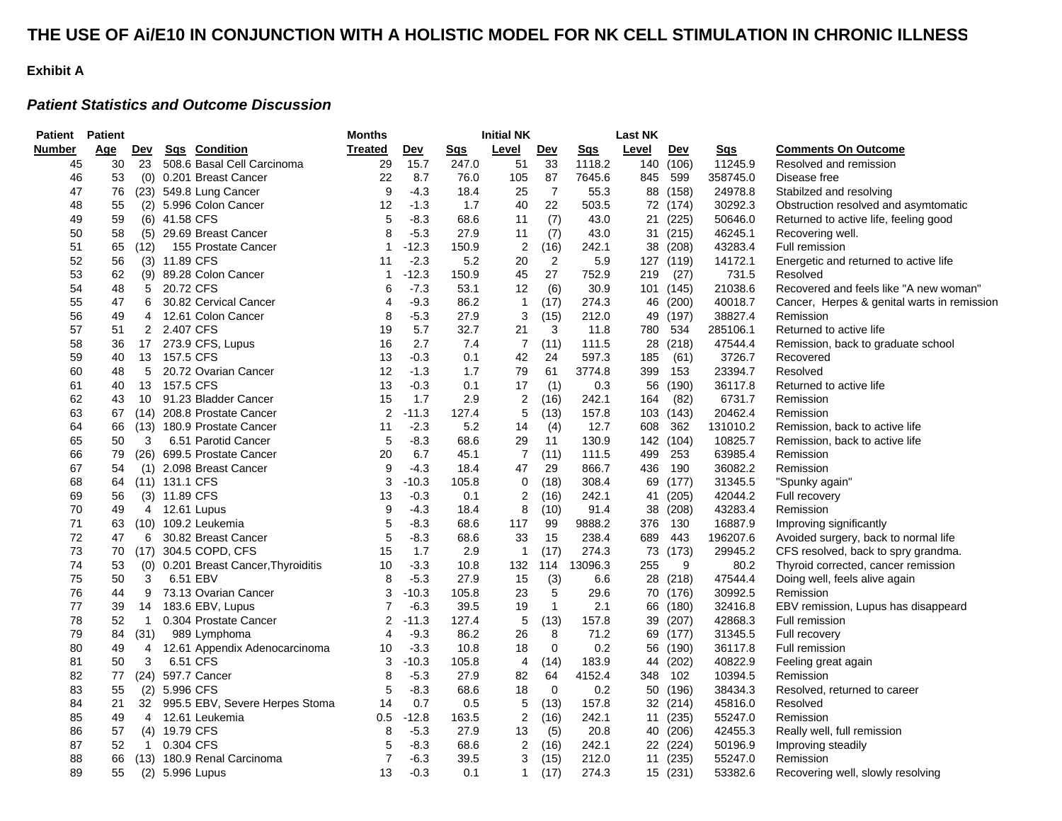# THE USE OF Ai/E10 IN CONJUNCTION WITH A HOLISTIC MODEL FOR NK CELL STIMULATION IN CHRONIC ILLNESS

**Exhibit A**

***Patient Statistics and Outcome Discussion***

| Patient Number | Patient Age | Dev | Sqs | Condition | Months Treated | Dev | Sqs | Initial NK Level | Dev | Sqs | Last NK Level | Dev | Sqs | Comments On Outcome |
|---|---|---|---|---|---|---|---|---|---|---|---|---|---|---|
| 45 | 30 | 23 | 508.6 | Basal Cell Carcinoma | 29 | 15.7 | 247.0 | 51 | 33 | 1118.2 | 140 | (106) | 11245.9 | Resolved and remission |
| 46 | 53 | (0) | 0.201 | Breast Cancer | 22 | 8.7 | 76.0 | 105 | 87 | 7645.6 | 845 | 599 | 358745.0 | Disease free |
| 47 | 76 | (23) | 549.8 | Lung Cancer | 9 | -4.3 | 18.4 | 25 | 7 | 55.3 | 88 | (158) | 24978.8 | Stabilzed and resolving |
| 48 | 55 | (2) | 5.996 | Colon Cancer | 12 | -1.3 | 1.7 | 40 | 22 | 503.5 | 72 | (174) | 30292.3 | Obstruction resolved and asymtomatic |
| 49 | 59 | (6) | 41.58 | CFS | 5 | -8.3 | 68.6 | 11 | (7) | 43.0 | 21 | (225) | 50646.0 | Returned to active life, feeling good |
| 50 | 58 | (5) | 29.69 | Breast Cancer | 8 | -5.3 | 27.9 | 11 | (7) | 43.0 | 31 | (215) | 46245.1 | Recovering well. |
| 51 | 65 | (12) | 155 | Prostate Cancer | 1 | -12.3 | 150.9 | 2 | (16) | 242.1 | 38 | (208) | 43283.4 | Full remission |
| 52 | 56 | (3) | 11.89 | CFS | 11 | -2.3 | 5.2 | 20 | 2 | 5.9 | 127 | (119) | 14172.1 | Energetic and returned to active life |
| 53 | 62 | (9) | 89.28 | Colon Cancer | 1 | -12.3 | 150.9 | 45 | 27 | 752.9 | 219 | (27) | 731.5 | Resolved |
| 54 | 48 | 5 | 20.72 | CFS | 6 | -7.3 | 53.1 | 12 | (6) | 30.9 | 101 | (145) | 21038.6 | Recovered and feels like "A new woman" |
| 55 | 47 | 6 | 30.82 | Cervical Cancer | 4 | -9.3 | 86.2 | 1 | (17) | 274.3 | 46 | (200) | 40018.7 | Cancer, Herpes & genital warts in remission |
| 56 | 49 | 4 | 12.61 | Colon Cancer | 8 | -5.3 | 27.9 | 3 | (15) | 212.0 | 49 | (197) | 38827.4 | Remission |
| 57 | 51 | 2 | 2.407 | CFS | 19 | 5.7 | 32.7 | 21 | 3 | 11.8 | 780 | 534 | 285106.1 | Returned to active life |
| 58 | 36 | 17 | 273.9 | CFS, Lupus | 16 | 2.7 | 7.4 | 7 | (11) | 111.5 | 28 | (218) | 47544.4 | Remission, back to graduate school |
| 59 | 40 | 13 | 157.5 | CFS | 13 | -0.3 | 0.1 | 42 | 24 | 597.3 | 185 | (61) | 3726.7 | Recovered |
| 60 | 48 | 5 | 20.72 | Ovarian Cancer | 12 | -1.3 | 1.7 | 79 | 61 | 3774.8 | 399 | 153 | 23394.7 | Resolved |
| 61 | 40 | 13 | 157.5 | CFS | 13 | -0.3 | 0.1 | 17 | (1) | 0.3 | 56 | (190) | 36117.8 | Returned to active life |
| 62 | 43 | 10 | 91.23 | Bladder Cancer | 15 | 1.7 | 2.9 | 2 | (16) | 242.1 | 164 | (82) | 6731.7 | Remission |
| 63 | 67 | (14) | 208.8 | Prostate Cancer | 2 | -11.3 | 127.4 | 5 | (13) | 157.8 | 103 | (143) | 20462.4 | Remission |
| 64 | 66 | (13) | 180.9 | Prostate Cancer | 11 | -2.3 | 5.2 | 14 | (4) | 12.7 | 608 | 362 | 131010.2 | Remission, back to active life |
| 65 | 50 | 3 | 6.51 | Parotid Cancer | 5 | -8.3 | 68.6 | 29 | 11 | 130.9 | 142 | (104) | 10825.7 | Remission, back to active life |
| 66 | 79 | (26) | 699.5 | Prostate Cancer | 20 | 6.7 | 45.1 | 7 | (11) | 111.5 | 499 | 253 | 63985.4 | Remission |
| 67 | 54 | (1) | 2.098 | Breast Cancer | 9 | -4.3 | 18.4 | 47 | 29 | 866.7 | 436 | 190 | 36082.2 | Remission |
| 68 | 64 | (11) | 131.1 | CFS | 3 | -10.3 | 105.8 | 0 | (18) | 308.4 | 69 | (177) | 31345.5 | "Spunky again" |
| 69 | 56 | (3) | 11.89 | CFS | 13 | -0.3 | 0.1 | 2 | (16) | 242.1 | 41 | (205) | 42044.2 | Full recovery |
| 70 | 49 | 4 | 12.61 | Lupus | 9 | -4.3 | 18.4 | 8 | (10) | 91.4 | 38 | (208) | 43283.4 | Remission |
| 71 | 63 | (10) | 109.2 | Leukemia | 5 | -8.3 | 68.6 | 117 | 99 | 9888.2 | 376 | 130 | 16887.9 | Improving significantly |
| 72 | 47 | 6 | 30.82 | Breast Cancer | 5 | -8.3 | 68.6 | 33 | 15 | 238.4 | 689 | 443 | 196207.6 | Avoided surgery, back to normal life |
| 73 | 70 | (17) | 304.5 | COPD, CFS | 15 | 1.7 | 2.9 | 1 | (17) | 274.3 | 73 | (173) | 29945.2 | CFS resolved, back to spry grandma. |
| 74 | 53 | (0) | 0.201 | Breast Cancer,Thyroiditis | 10 | -3.3 | 10.8 | 132 | 114 | 13096.3 | 255 | 9 | 80.2 | Thyroid corrected, cancer remission |
| 75 | 50 | 3 | 6.51 | EBV | 8 | -5.3 | 27.9 | 15 | (3) | 6.6 | 28 | (218) | 47544.4 | Doing well, feels alive again |
| 76 | 44 | 9 | 73.13 | Ovarian Cancer | 3 | -10.3 | 105.8 | 23 | 5 | 29.6 | 70 | (176) | 30992.5 | Remission |
| 77 | 39 | 14 | 183.6 | EBV, Lupus | 7 | -6.3 | 39.5 | 19 | 1 | 2.1 | 66 | (180) | 32416.8 | EBV remission, Lupus has disappeard |
| 78 | 52 | 1 | 0.304 | Prostate Cancer | 2 | -11.3 | 127.4 | 5 | (13) | 157.8 | 39 | (207) | 42868.3 | Full remission |
| 79 | 84 | (31) | 989 | Lymphoma | 4 | -9.3 | 86.2 | 26 | 8 | 71.2 | 69 | (177) | 31345.5 | Full recovery |
| 80 | 49 | 4 | 12.61 | Appendix Adenocarcinoma | 10 | -3.3 | 10.8 | 18 | 0 | 0.2 | 56 | (190) | 36117.8 | Full remission |
| 81 | 50 | 3 | 6.51 | CFS | 3 | -10.3 | 105.8 | 4 | (14) | 183.9 | 44 | (202) | 40822.9 | Feeling great again |
| 82 | 77 | (24) | 597.7 | Cancer | 8 | -5.3 | 27.9 | 82 | 64 | 4152.4 | 348 | 102 | 10394.5 | Remission |
| 83 | 55 | (2) | 5.996 | CFS | 5 | -8.3 | 68.6 | 18 | 0 | 0.2 | 50 | (196) | 38434.3 | Resolved, returned to career |
| 84 | 21 | 32 | 995.5 | EBV, Severe Herpes Stoma | 14 | 0.7 | 0.5 | 5 | (13) | 157.8 | 32 | (214) | 45816.0 | Resolved |
| 85 | 49 | 4 | 12.61 | Leukemia | 0.5 | -12.8 | 163.5 | 2 | (16) | 242.1 | 11 | (235) | 55247.0 | Remission |
| 86 | 57 | (4) | 19.79 | CFS | 8 | -5.3 | 27.9 | 13 | (5) | 20.8 | 40 | (206) | 42455.3 | Really well, full remission |
| 87 | 52 | 1 | 0.304 | CFS | 5 | -8.3 | 68.6 | 2 | (16) | 242.1 | 22 | (224) | 50196.9 | Improving steadily |
| 88 | 66 | (13) | 180.9 | Renal Carcinoma | 7 | -6.3 | 39.5 | 3 | (15) | 212.0 | 11 | (235) | 55247.0 | Remission |
| 89 | 55 | (2) | 5.996 | Lupus | 13 | -0.3 | 0.1 | 1 | (17) | 274.3 | 15 | (231) | 53382.6 | Recovering well, slowly resolving |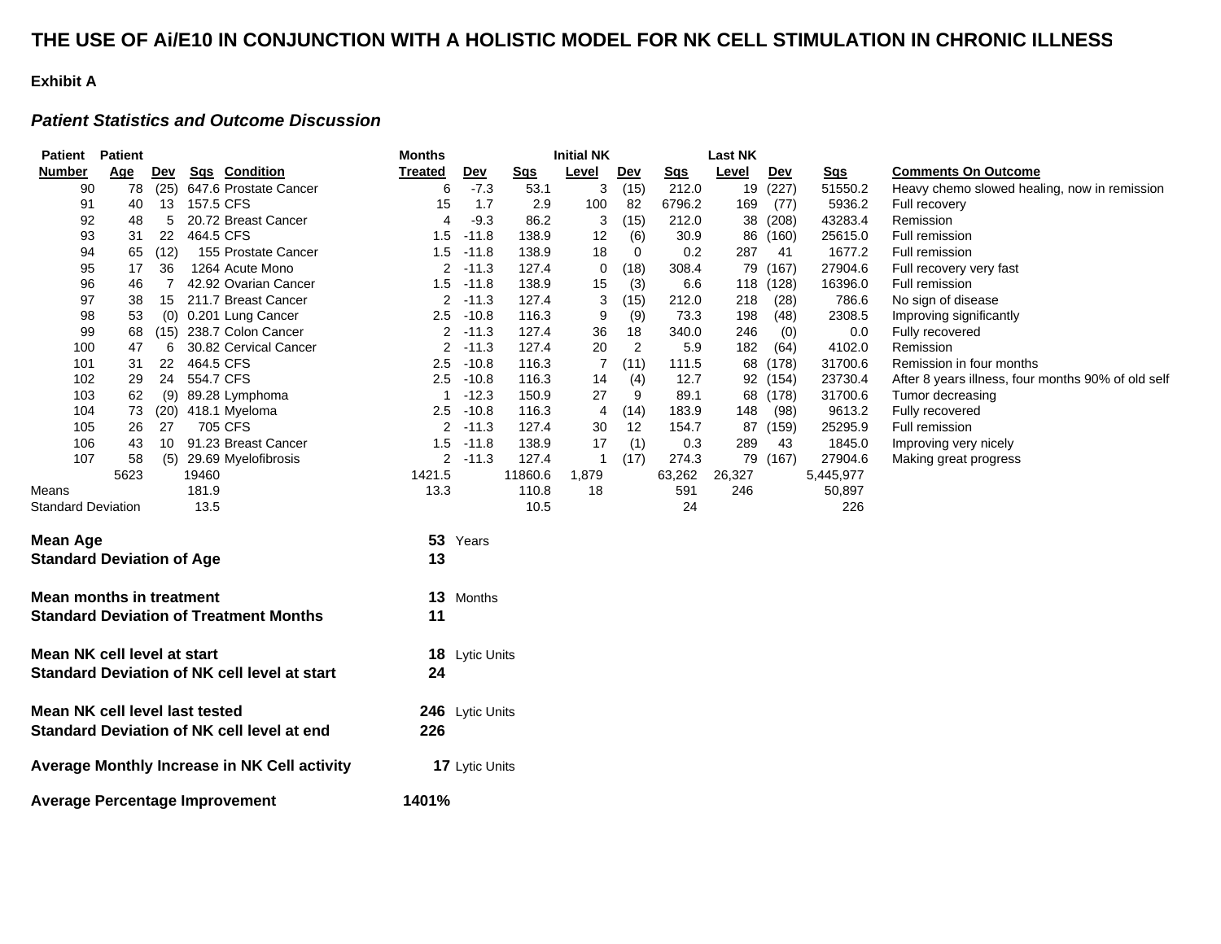# THE USE OF Ai/E10 IN CONJUNCTION WITH A HOLISTIC MODEL FOR NK CELL STIMULATION IN CHRONIC ILLNESS

**Exhibit A**

***Patient Statistics and Outcome Discussion***

| Patient Number | Patient Age | Dev | Sqs | Condition | Months Treated | Dev | Sqs | Initial NK Level | Dev | Sqs | Last NK Level | Dev | Sqs | Comments On Outcome |
|---|---|---|---|---|---|---|---|---|---|---|---|---|---|---|
| 90 | 78 | (25) | 647.6 | Prostate Cancer | 6 | -7.3 | 53.1 | 3 | (15) | 212.0 | 19 | (227) | 51550.2 | Heavy chemo slowed healing, now in remission |
| 91 | 40 | 13 | 157.5 | CFS | 15 | 1.7 | 2.9 | 100 | 82 | 6796.2 | 169 | (77) | 5936.2 | Full recovery |
| 92 | 48 | 5 | 20.72 | Breast Cancer | 4 | -9.3 | 86.2 | 3 | (15) | 212.0 | 38 | (208) | 43283.4 | Remission |
| 93 | 31 | 22 | 464.5 | CFS | 1.5 | -11.8 | 138.9 | 12 | (6) | 30.9 | 86 | (160) | 25615.0 | Full remission |
| 94 | 65 | (12) | 155 | Prostate Cancer | 1.5 | -11.8 | 138.9 | 18 | 0 | 0.2 | 287 | 41 | 1677.2 | Full remission |
| 95 | 17 | 36 | 1264 | Acute Mono | 2 | -11.3 | 127.4 | 0 | (18) | 308.4 | 79 | (167) | 27904.6 | Full recovery very fast |
| 96 | 46 | 7 | 42.92 | Ovarian Cancer | 1.5 | -11.8 | 138.9 | 15 | (3) | 6.6 | 118 | (128) | 16396.0 | Full remission |
| 97 | 38 | 15 | 211.7 | Breast Cancer | 2 | -11.3 | 127.4 | 3 | (15) | 212.0 | 218 | (28) | 786.6 | No sign of disease |
| 98 | 53 | (0) | 0.201 | Lung Cancer | 2.5 | -10.8 | 116.3 | 9 | (9) | 73.3 | 198 | (48) | 2308.5 | Improving significantly |
| 99 | 68 | (15) | 238.7 | Colon Cancer | 2 | -11.3 | 127.4 | 36 | 18 | 340.0 | 246 | (0) | 0.0 | Fully recovered |
| 100 | 47 | 6 | 30.82 | Cervical Cancer | 2 | -11.3 | 127.4 | 20 | 2 | 5.9 | 182 | (64) | 4102.0 | Remission |
| 101 | 31 | 22 | 464.5 | CFS | 2.5 | -10.8 | 116.3 | 7 | (11) | 111.5 | 68 | (178) | 31700.6 | Remission in four months |
| 102 | 29 | 24 | 554.7 | CFS | 2.5 | -10.8 | 116.3 | 14 | (4) | 12.7 | 92 | (154) | 23730.4 | After 8 years illness, four months 90% of old self |
| 103 | 62 | (9) | 89.28 | Lymphoma | 1 | -12.3 | 150.9 | 27 | 9 | 89.1 | 68 | (178) | 31700.6 | Tumor decreasing |
| 104 | 73 | (20) | 418.1 | Myeloma | 2.5 | -10.8 | 116.3 | 4 | (14) | 183.9 | 148 | (98) | 9613.2 | Fully recovered |
| 105 | 26 | 27 | 705 | CFS | 2 | -11.3 | 127.4 | 30 | 12 | 154.7 | 87 | (159) | 25295.9 | Full remission |
| 106 | 43 | 10 | 91.23 | Breast Cancer | 1.5 | -11.8 | 138.9 | 17 | (1) | 0.3 | 289 | 43 | 1845.0 | Improving very nicely |
| 107 | 58 | (5) | 29.69 | Myelofibrosis | 2 | -11.3 | 127.4 | 1 | (17) | 274.3 | 79 | (167) | 27904.6 | Making great progress |
| | 5623 | | 19460 | | 1421.5 | | 11860.6 | 1,879 | | 63,262 | 26,327 | | 5,445,977 | |
| Means | | | 181.9 | | 13.3 | | 110.8 | 18 | | 591 | 246 | | 50,897 | |
| Standard Deviation | | | 13.5 | | | | 10.5 | | | 24 | | | 226 | |

**Mean Age** **53** Years
**Standard Deviation of Age** **13**

**Mean months in treatment** **13** Months
**Standard Deviation of Treatment Months** **11**

**Mean NK cell level at start** **18** Lytic Units
**Standard Deviation of NK cell level at start** **24**

**Mean NK cell level last tested** **246** Lytic Units
**Standard Deviation of NK cell level at end** **226**

**Average Monthly Increase in NK Cell activity** **17** Lytic Units

**Average Percentage Improvement** **1401%**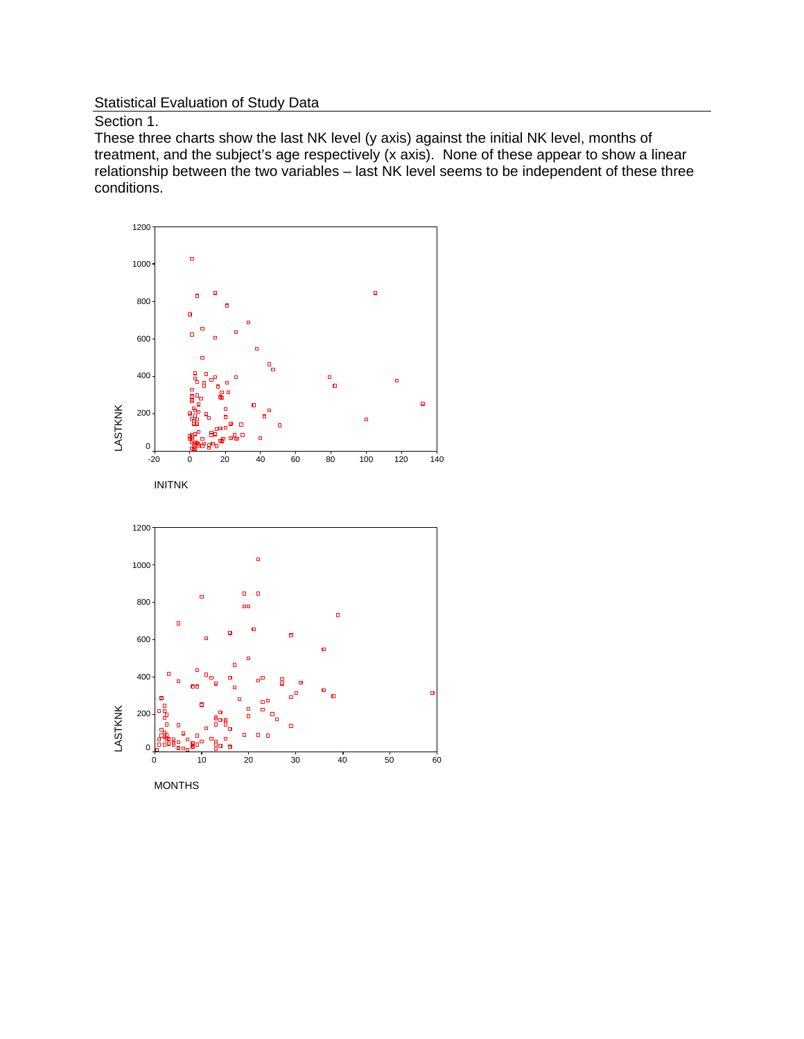## Statistical Evaluation of Study Data

Section 1.

These three charts show the last NK level (y axis) against the initial NK level, months of treatment, and the subject's age respectively (x axis). None of these appear to show a linear relationship between the two variables – last NK level seems to be independent of these three conditions.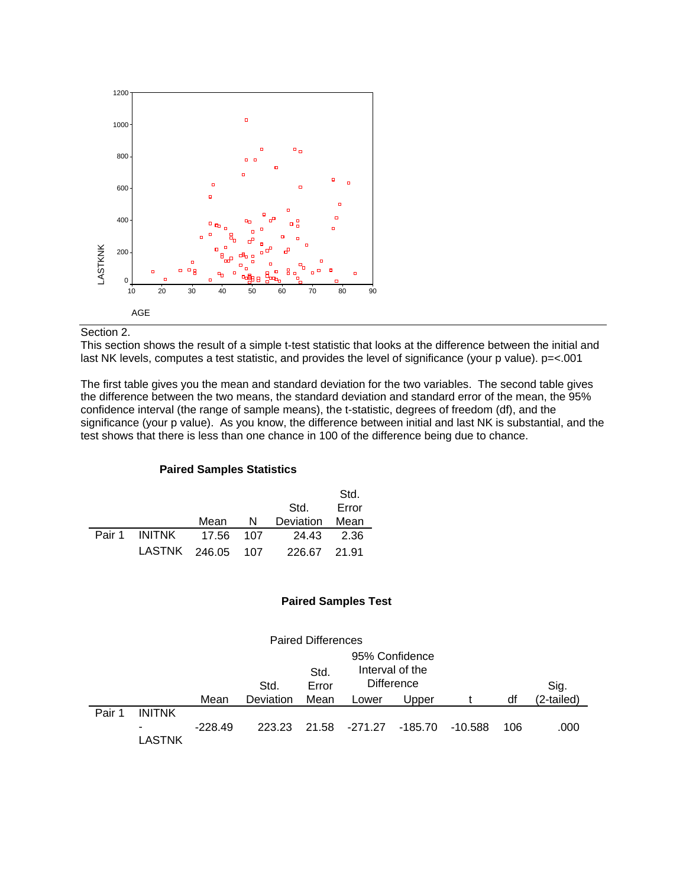1200
1000
800
600
400
200
0
LASTKNK
10 20 30 40 50 60 70 80 90
AGE

Section 2.
This section shows the result of a simple t-test statistic that looks at the difference between the initial and last NK levels, computes a test statistic, and provides the level of significance (your p value). p=<.001

The first table gives you the mean and standard deviation for the two variables. The second table gives the difference between the two means, the standard deviation and standard error of the mean, the 95% confidence interval (the range of sample means), the t-statistic, degrees of freedom (df), and the significance (your p value). As you know, the difference between initial and last NK is substantial, and the test shows that there is less than one chance in 100 of the difference being due to chance.

**Paired Samples Statistics**

| | | Mean | N | Std. Deviation | Std. Error Mean |
|---|---|---|---|---|---|
| Pair 1 | INITNK | 17.56 | 107 | 24.43 | 2.36 |
| | LASTNK | 246.05 | 107 | 226.67 | 21.91 |

**Paired Samples Test**

| | | Paired Differences | | | | | t | df | Sig. (2-tailed) |
|---|---|---|---|---|---|---|---|---|---|
| | | Mean | Std. Deviation | Std. Error Mean | 95% Confidence Interval of the Difference | | | | |
| | | | | | Lower | Upper | | | |
| Pair 1 | INITNK - LASTNK | -228.49 | 223.23 | 21.58 | -271.27 | -185.70 | -10.588 | 106 | .000 |